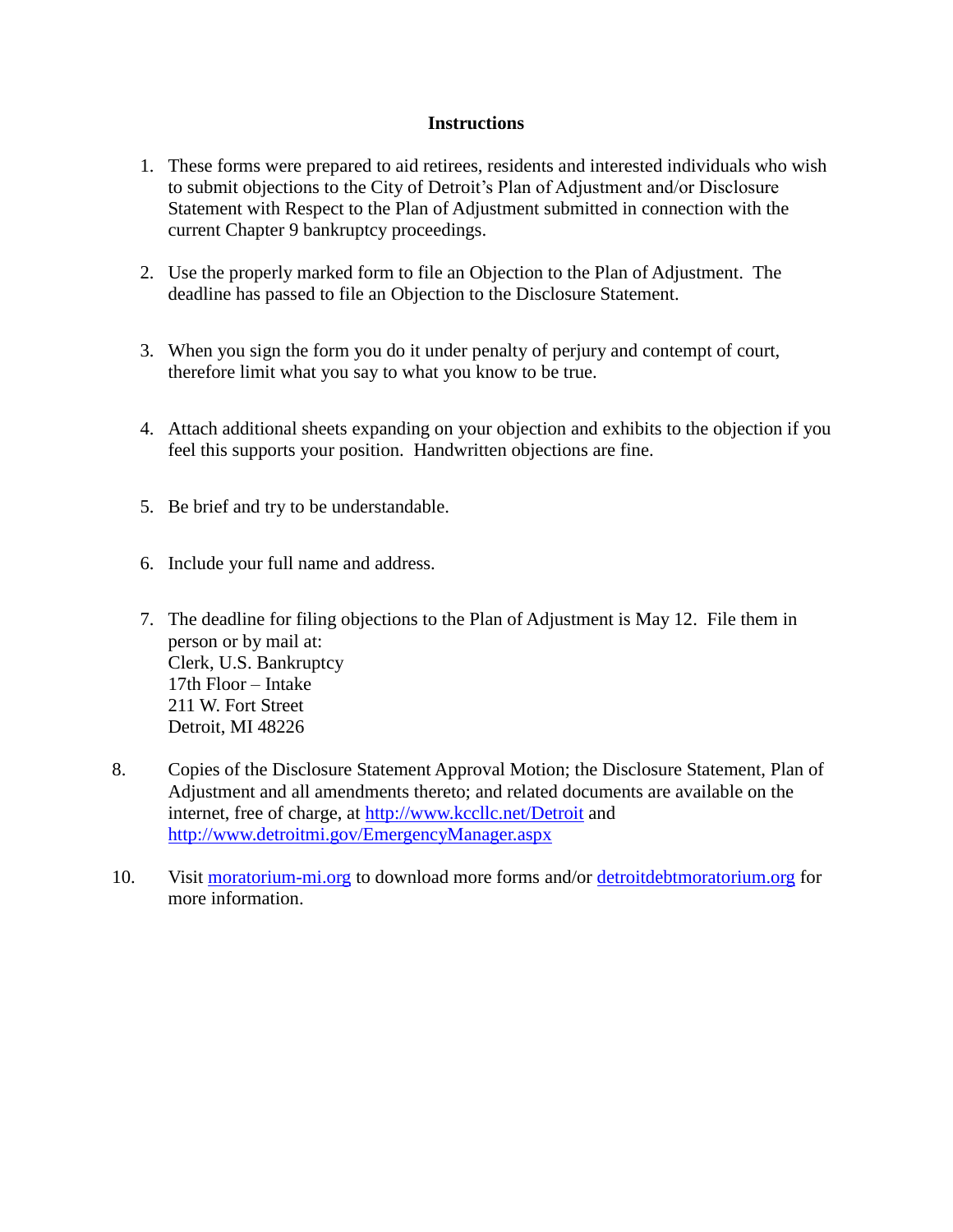**Instructions**

1. These forms were prepared to aid retirees, residents and interested individuals who wish to submit objections to the City of Detroit's Plan of Adjustment and/or Disclosure Statement with Respect to the Plan of Adjustment submitted in connection with the current Chapter 9 bankruptcy proceedings.

2. Use the properly marked form to file an Objection to the Plan of Adjustment. The deadline has passed to file an Objection to the Disclosure Statement.

3. When you sign the form you do it under penalty of perjury and contempt of court, therefore limit what you say to what you know to be true.

4. Attach additional sheets expanding on your objection and exhibits to the objection if you feel this supports your position. Handwritten objections are fine.

5. Be brief and try to be understandable.

6. Include your full name and address.

7. The deadline for filing objections to the Plan of Adjustment is May 12. File them in person or by mail at:
   Clerk, U.S. Bankruptcy
   17th Floor – Intake
   211 W. Fort Street
   Detroit, MI 48226

8. Copies of the Disclosure Statement Approval Motion; the Disclosure Statement, Plan of Adjustment and all amendments thereto; and related documents are available on the internet, free of charge, at http://www.kccllc.net/Detroit and http://www.detroitmi.gov/EmergencyManager.aspx

10. Visit moratorium-mi.org to download more forms and/or detroitdebtmoratorium.org for more information.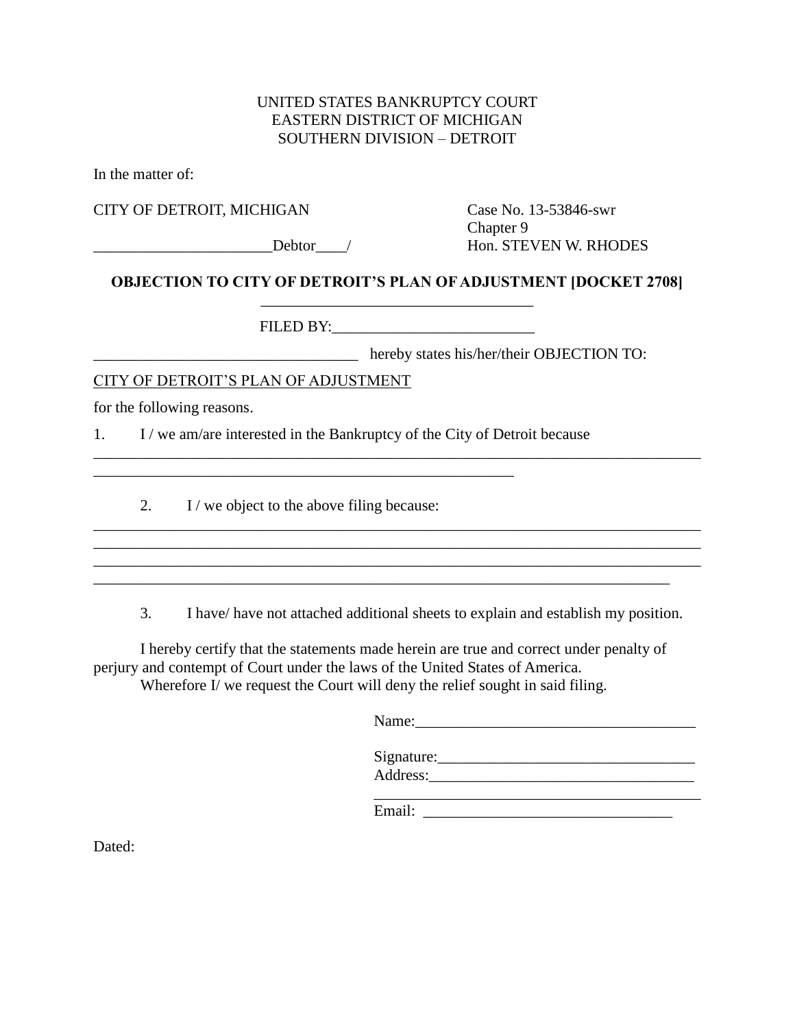UNITED STATES BANKRUPTCY COURT
EASTERN DISTRICT OF MICHIGAN
SOUTHERN DIVISION – DETROIT

In the matter of:

CITY OF DETROIT, MICHIGAN                                        Case No. 13-53846-swr
                                                                                  Chapter 9
_______________________Debtor____/                    Hon. STEVEN W. RHODES

**OBJECTION TO CITY OF DETROIT'S PLAN OF ADJUSTMENT [DOCKET 2708]**

___________________________________

FILED BY:__________________________

_________________________________ hereby states his/her/their OBJECTION TO:

CITY OF DETROIT'S PLAN OF ADJUSTMENT

for the following reasons.

1. I / we am/are interested in the Bankruptcy of the City of Detroit because
_______________________________________________________________________________
_______________________________________________________

2. I / we object to the above filing because:
_______________________________________________________________________________
_______________________________________________________________________________
_______________________________________________________________________________
___________________________________________________________________________

3. I have/ have not attached additional sheets to explain and establish my position.

I hereby certify that the statements made herein are true and correct under penalty of perjury and contempt of Court under the laws of the United States of America.

Wherefore I/ we request the Court will deny the relief sought in said filing.

Name:____________________________________

Signature:_________________________________
Address:__________________________________
__________________________________________
Email: ________________________________

Dated: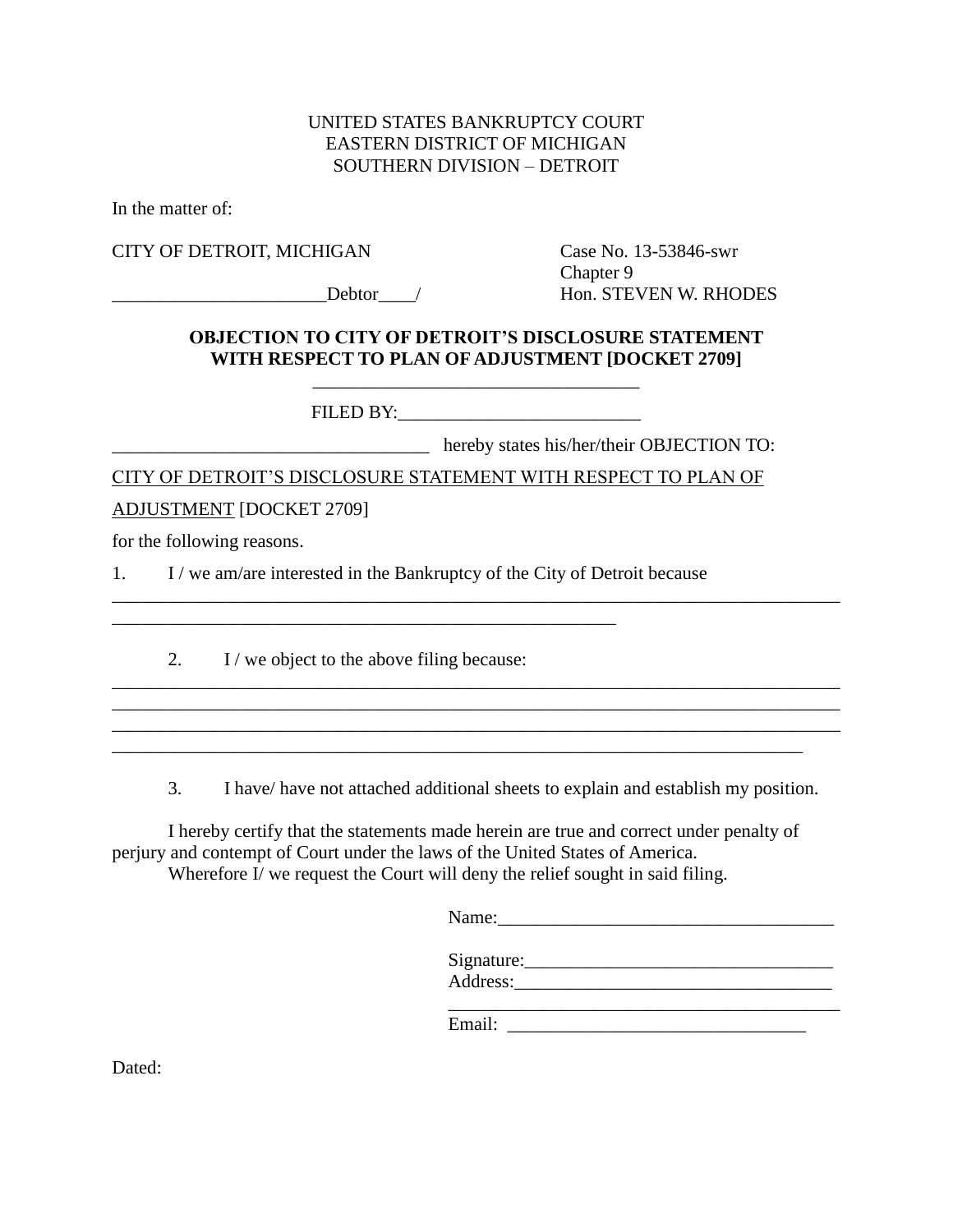UNITED STATES BANKRUPTCY COURT
EASTERN DISTRICT OF MICHIGAN
SOUTHERN DIVISION – DETROIT

In the matter of:

CITY OF DETROIT, MICHIGAN

Case No. 13-53846-swr
Chapter 9
Hon. STEVEN W. RHODES

_______________________Debtor____/

**OBJECTION TO CITY OF DETROIT'S DISCLOSURE STATEMENT WITH RESPECT TO PLAN OF ADJUSTMENT [DOCKET 2709]**

___________________________________

FILED BY:__________________________

__________________________________ hereby states his/her/their OBJECTION TO:

CITY OF DETROIT'S DISCLOSURE STATEMENT WITH RESPECT TO PLAN OF ADJUSTMENT [DOCKET 2709]

for the following reasons.

1. I / we am/are interested in the Bankruptcy of the City of Detroit because ________________________________________________________________________________
________________________________________________________

2. I / we object to the above filing because:
________________________________________________________________________________
________________________________________________________________________________
________________________________________________________________________________
____________________________________________________________________________

3. I have/ have not attached additional sheets to explain and establish my position.

I hereby certify that the statements made herein are true and correct under penalty of perjury and contempt of Court under the laws of the United States of America.

Wherefore I/ we request the Court will deny the relief sought in said filing.

Name:____________________________________

Signature:_________________________________
Address:__________________________________
__________________________________________
Email: ________________________________

Dated: